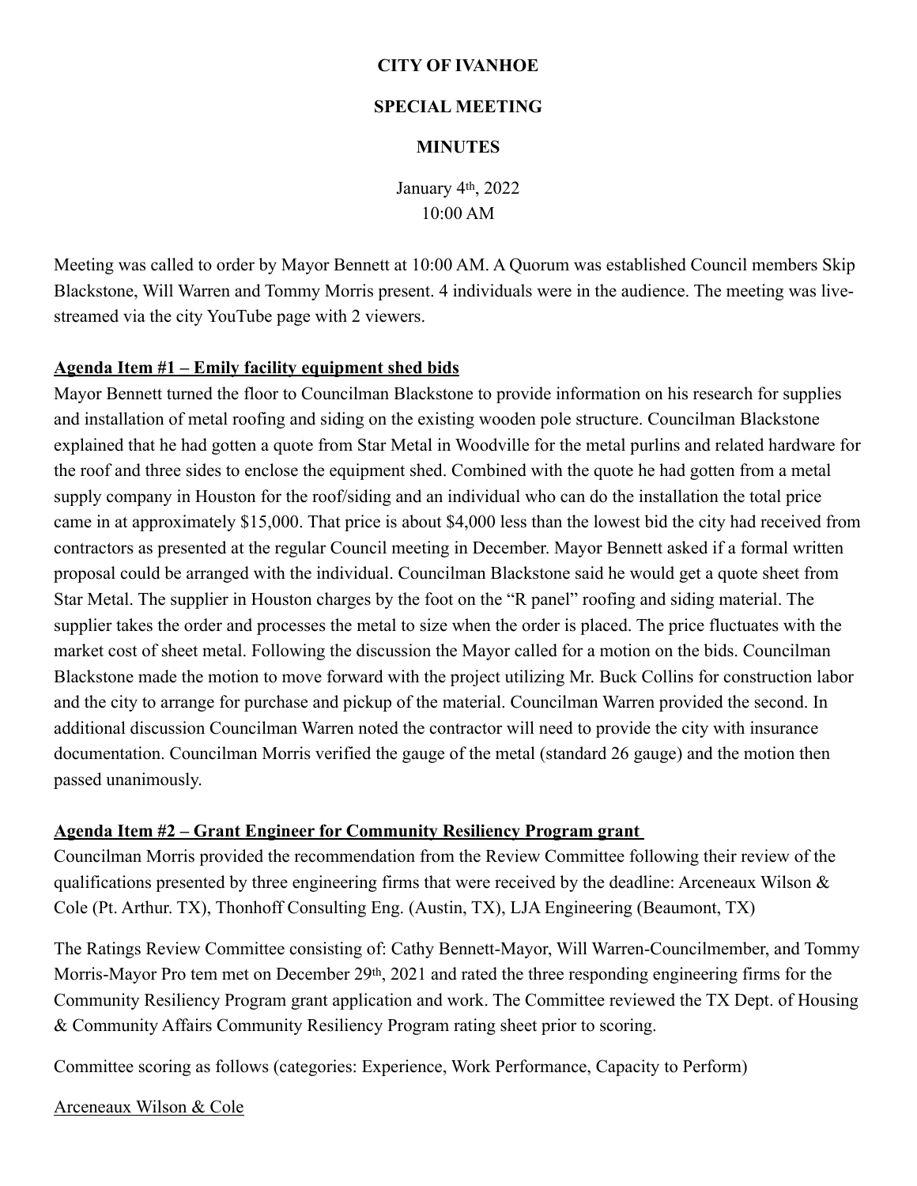# CITY OF IVANHOE

## SPECIAL MEETING

## MINUTES

January 4th, 2022
10:00 AM

Meeting was called to order by Mayor Bennett at 10:00 AM. A Quorum was established Council members Skip Blackstone, Will Warren and Tommy Morris present. 4 individuals were in the audience. The meeting was live-streamed via the city YouTube page with 2 viewers.

**Agenda Item #1 – Emily facility equipment shed bids**

Mayor Bennett turned the floor to Councilman Blackstone to provide information on his research for supplies and installation of metal roofing and siding on the existing wooden pole structure. Councilman Blackstone explained that he had gotten a quote from Star Metal in Woodville for the metal purlins and related hardware for the roof and three sides to enclose the equipment shed. Combined with the quote he had gotten from a metal supply company in Houston for the roof/siding and an individual who can do the installation the total price came in at approximately $15,000. That price is about $4,000 less than the lowest bid the city had received from contractors as presented at the regular Council meeting in December. Mayor Bennett asked if a formal written proposal could be arranged with the individual. Councilman Blackstone said he would get a quote sheet from Star Metal. The supplier in Houston charges by the foot on the "R panel" roofing and siding material. The supplier takes the order and processes the metal to size when the order is placed. The price fluctuates with the market cost of sheet metal. Following the discussion the Mayor called for a motion on the bids. Councilman Blackstone made the motion to move forward with the project utilizing Mr. Buck Collins for construction labor and the city to arrange for purchase and pickup of the material. Councilman Warren provided the second. In additional discussion Councilman Warren noted the contractor will need to provide the city with insurance documentation. Councilman Morris verified the gauge of the metal (standard 26 gauge) and the motion then passed unanimously.

**Agenda Item #2 – Grant Engineer for Community Resiliency Program grant**

Councilman Morris provided the recommendation from the Review Committee following their review of the qualifications presented by three engineering firms that were received by the deadline: Arceneaux Wilson & Cole (Pt. Arthur. TX), Thonhoff Consulting Eng. (Austin, TX), LJA Engineering (Beaumont, TX)

The Ratings Review Committee consisting of: Cathy Bennett-Mayor, Will Warren-Councilmember, and Tommy Morris-Mayor Pro tem met on December 29th, 2021 and rated the three responding engineering firms for the Community Resiliency Program grant application and work. The Committee reviewed the TX Dept. of Housing & Community Affairs Community Resiliency Program rating sheet prior to scoring.

Committee scoring as follows (categories: Experience, Work Performance, Capacity to Perform)

Arceneaux Wilson & Cole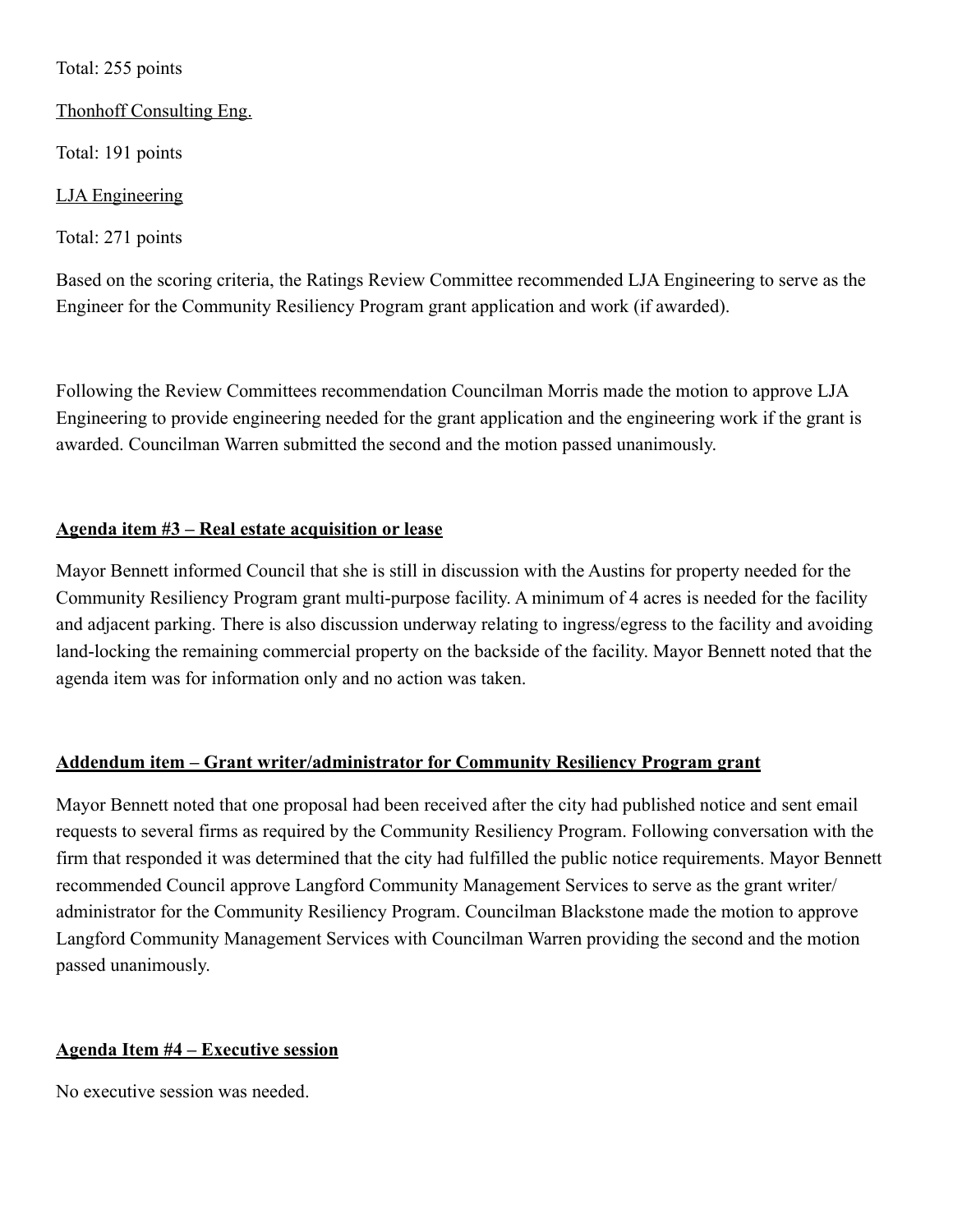Total: 255 points

Thonhoff Consulting Eng.

Total: 191 points

LJA Engineering

Total: 271 points

Based on the scoring criteria, the Ratings Review Committee recommended LJA Engineering to serve as the Engineer for the Community Resiliency Program grant application and work (if awarded).

Following the Review Committees recommendation Councilman Morris made the motion to approve LJA Engineering to provide engineering needed for the grant application and the engineering work if the grant is awarded. Councilman Warren submitted the second and the motion passed unanimously.

**Agenda item #3 – Real estate acquisition or lease**

Mayor Bennett informed Council that she is still in discussion with the Austins for property needed for the Community Resiliency Program grant multi-purpose facility. A minimum of 4 acres is needed for the facility and adjacent parking. There is also discussion underway relating to ingress/egress to the facility and avoiding land-locking the remaining commercial property on the backside of the facility. Mayor Bennett noted that the agenda item was for information only and no action was taken.

**Addendum item – Grant writer/administrator for Community Resiliency Program grant**

Mayor Bennett noted that one proposal had been received after the city had published notice and sent email requests to several firms as required by the Community Resiliency Program. Following conversation with the firm that responded it was determined that the city had fulfilled the public notice requirements. Mayor Bennett recommended Council approve Langford Community Management Services to serve as the grant writer/ administrator for the Community Resiliency Program. Councilman Blackstone made the motion to approve Langford Community Management Services with Councilman Warren providing the second and the motion passed unanimously.

**Agenda Item #4 – Executive session**

No executive session was needed.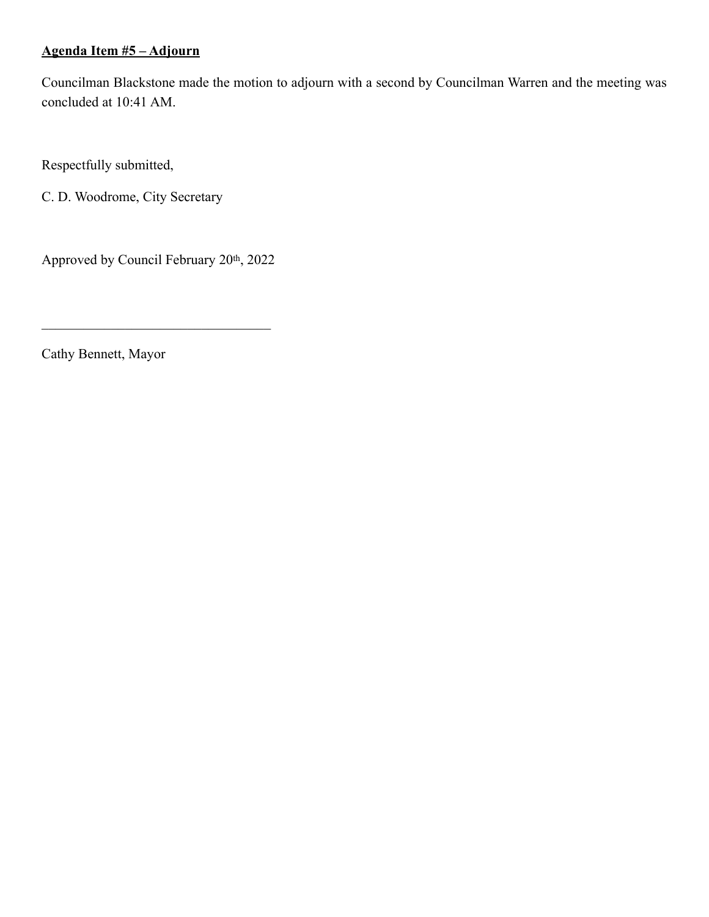**<u>Agenda Item #5 – Adjourn</u>**

Councilman Blackstone made the motion to adjourn with a second by Councilman Warren and the meeting was concluded at 10:41 AM.

Respectfully submitted,

C. D. Woodrome, City Secretary

Approved by Council February 20th, 2022

\_\_\_\_\_\_\_\_\_\_\_\_\_\_\_\_\_\_\_\_\_\_\_\_\_\_\_\_\_\_\_\_\_\_

Cathy Bennett, Mayor